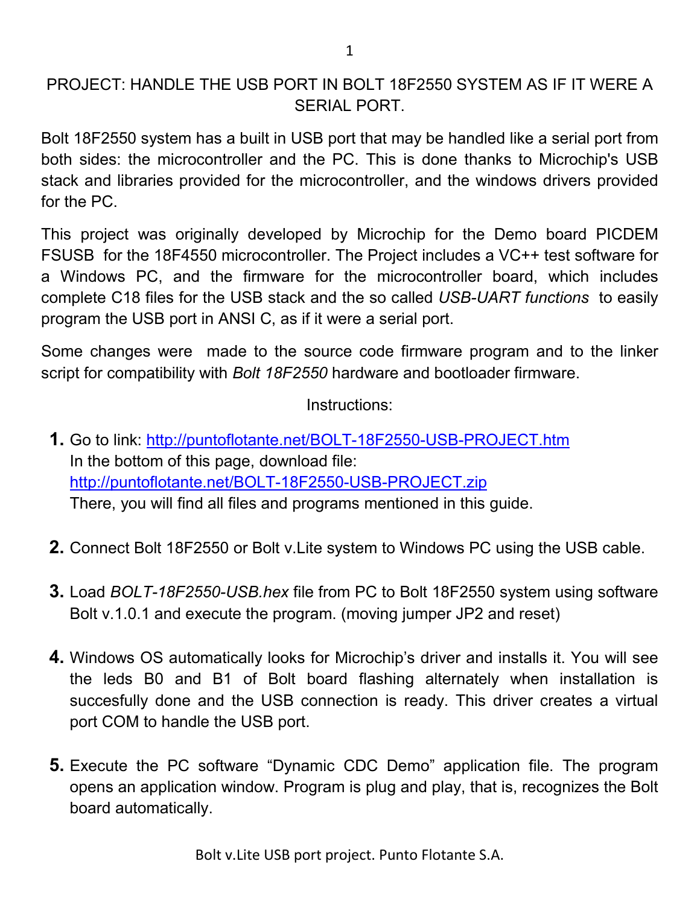# PROJECT: HANDLE THE USB PORT IN BOLT 18F2550 SYSTEM AS IF IT WERE A SERIAL PORT.

Bolt 18F2550 system has a built in USB port that may be handled like a serial port from both sides: the microcontroller and the PC. This is done thanks to Microchip's USB stack and libraries provided for the microcontroller, and the windows drivers provided for the PC.

This project was originally developed by Microchip for the Demo board PICDEM FSUSB for the 18F4550 microcontroller. The Project includes a VC++ test software for a Windows PC, and the firmware for the microcontroller board, which includes complete C18 files for the USB stack and the so called *USB-UART functions* to easily program the USB port in ANSI C, as if it were a serial port.

Some changes were made to the source code firmware program and to the linker script for compatibility with *Bolt 18F2550* hardware and bootloader firmware.

Instructions:

1. Go to link: [http://puntoflotante.net/BOLT-18F2550-USB-PROJECT.htm](http://puntoflotante.net/BOLT-18F2550-USB-PROJECT.htm)
   In the bottom of this page, download file:
   [http://puntoflotante.net/BOLT-18F2550-USB-PROJECT.zip](http://puntoflotante.net/BOLT-18F2550-USB-PROJECT.zip)
   There, you will find all files and programs mentioned in this guide.

2. Connect Bolt 18F2550 or Bolt v.Lite system to Windows PC using the USB cable.

3. Load *BOLT-18F2550-USB.hex* file from PC to Bolt 18F2550 system using software Bolt v.1.0.1 and execute the program. (moving jumper JP2 and reset)

4. Windows OS automatically looks for Microchip's driver and installs it. You will see the leds B0 and B1 of Bolt board flashing alternately when installation is succesfully done and the USB connection is ready. This driver creates a virtual port COM to handle the USB port.

5. Execute the PC software "Dynamic CDC Demo" application file. The program opens an application window. Program is plug and play, that is, recognizes the Bolt board automatically.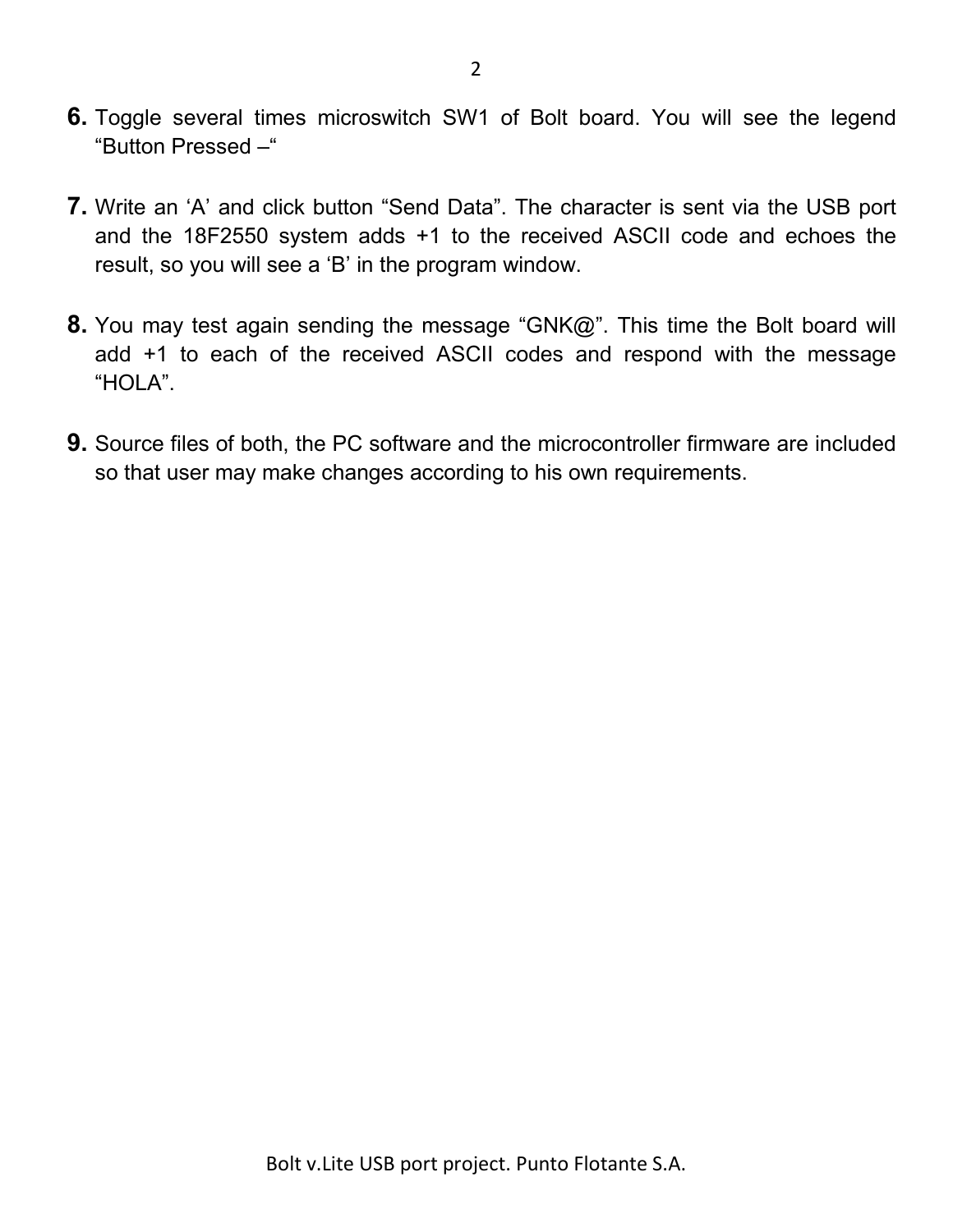6. Toggle several times microswitch SW1 of Bolt board. You will see the legend “Button Pressed –“

7. Write an ‘A’ and click button “Send Data”. The character is sent via the USB port and the 18F2550 system adds +1 to the received ASCII code and echoes the result, so you will see a ‘B’ in the program window.

8. You may test again sending the message “GNK@”. This time the Bolt board will add +1 to each of the received ASCII codes and respond with the message “HOLA”.

9. Source files of both, the PC software and the microcontroller firmware are included so that user may make changes according to his own requirements.